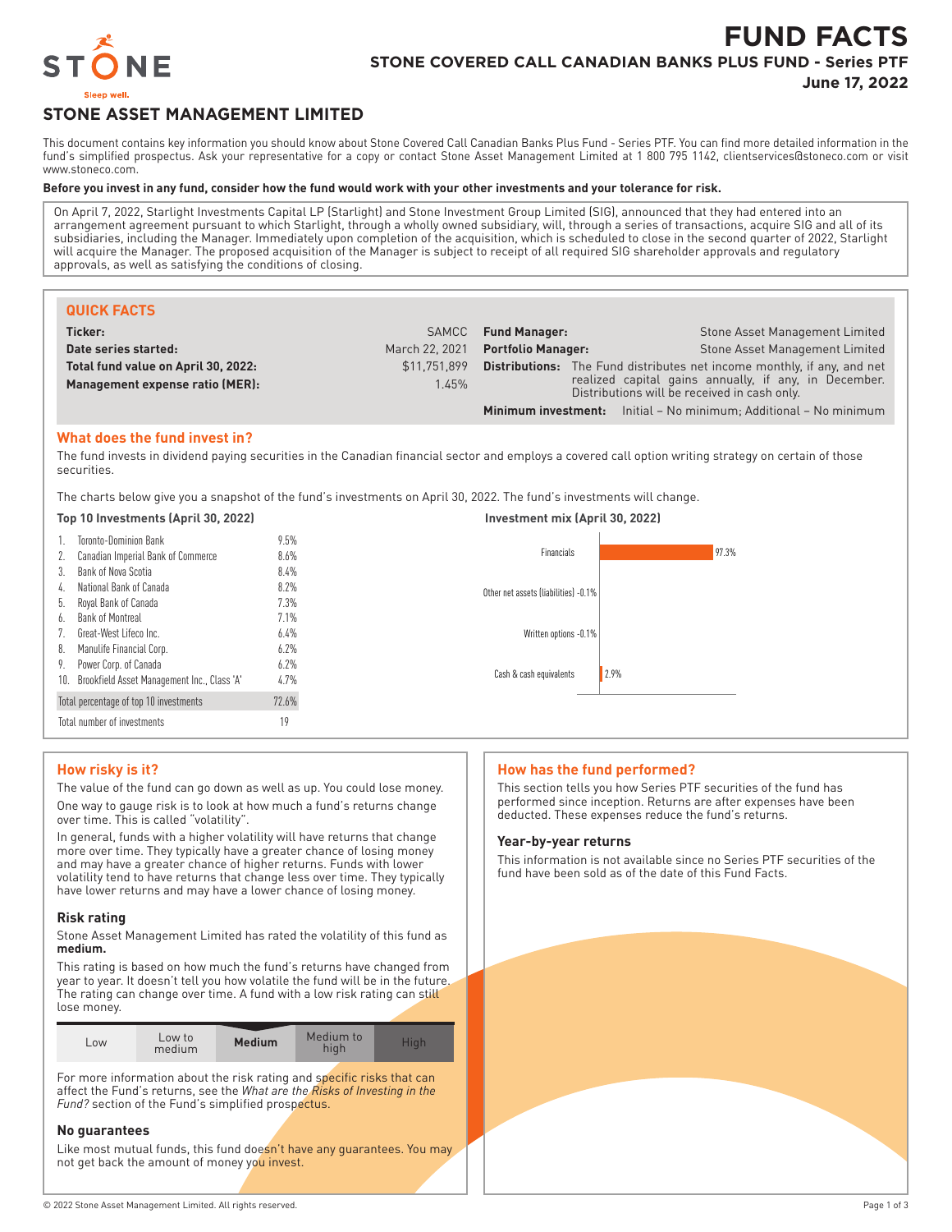# FUND FACTS

## STONE COVERED CALL CANADIAN BANKS PLUS FUND - Series PTF

**June 17, 2022**

STONE — Sleep well.

## STONE ASSET MANAGEMENT LIMITED

This document contains key information you should know about Stone Covered Call Canadian Banks Plus Fund - Series PTF. You can find more detailed information in the fund's simplified prospectus. Ask your representative for a copy or contact Stone Asset Management Limited at 1 800 795 1142, clientservices@stoneco.com or visit www.stoneco.com.

**Before you invest in any fund, consider how the fund would work with your other investments and your tolerance for risk.**

On April 7, 2022, Starlight Investments Capital LP (Starlight) and Stone Investment Group Limited (SIG), announced that they had entered into an arrangement agreement pursuant to which Starlight, through a wholly owned subsidiary, will, through a series of transactions, acquire SIG and all of its subsidiaries, including the Manager. Immediately upon completion of the acquisition, which is scheduled to close in the second quarter of 2022, Starlight will acquire the Manager. The proposed acquisition of the Manager is subject to receipt of all required SIG shareholder approvals and regulatory approvals, as well as satisfying the conditions of closing.

### QUICK FACTS

| | |
|---|---|
| **Ticker:** | SAMCC |
| **Date series started:** | March 22, 2021 |
| **Total fund value on April 30, 2022:** | $11,751,899 |
| **Management expense ratio (MER):** | 1.45% |
| **Fund Manager:** | Stone Asset Management Limited |
| **Portfolio Manager:** | Stone Asset Management Limited |
| **Distributions:** | The Fund distributes net income monthly, if any, and net realized capital gains annually, if any, in December. Distributions will be received in cash only. |
| **Minimum investment:** | Initial – No minimum; Additional – No minimum |

### What does the fund invest in?

The fund invests in dividend paying securities in the Canadian financial sector and employs a covered call option writing strategy on certain of those securities.

The charts below give you a snapshot of the fund's investments on April 30, 2022. The fund's investments will change.

**Top 10 Investments (April 30, 2022)**

| | Investment | % |
|---|---|---|
| 1. | Toronto-Dominion Bank | 9.5% |
| 2. | Canadian Imperial Bank of Commerce | 8.6% |
| 3. | Bank of Nova Scotia | 8.4% |
| 4. | National Bank of Canada | 8.2% |
| 5. | Royal Bank of Canada | 7.3% |
| 6. | Bank of Montreal | 7.1% |
| 7. | Great-West Lifeco Inc. | 6.4% |
| 8. | Manulife Financial Corp. | 6.2% |
| 9. | Power Corp. of Canada | 6.2% |
| 10. | Brookfield Asset Management Inc., Class 'A' | 4.7% |
| | Total percentage of top 10 investments | 72.6% |
| | Total number of investments | 19 |

**Investment mix (April 30, 2022)**

| Category | % |
|---|---|
| Financials | 97.3% |
| Other net assets (liabilities) | -0.1% |
| Written options | -0.1% |
| Cash & cash equivalents | 2.9% |

### How risky is it?

The value of the fund can go down as well as up. You could lose money.

One way to gauge risk is to look at how much a fund's returns change over time. This is called "volatility".

In general, funds with a higher volatility will have returns that change more over time. They typically have a greater chance of losing money and may have a greater chance of higher returns. Funds with lower volatility tend to have returns that change less over time. They typically have lower returns and may have a lower chance of losing money.

#### Risk rating

Stone Asset Management Limited has rated the volatility of this fund as **medium.**

This rating is based on how much the fund's returns have changed from year to year. It doesn't tell you how volatile the fund will be in the future. The rating can change over time. A fund with a low risk rating can still lose money.

| Low | Low to medium | **Medium** | Medium to high | High |
|---|---|---|---|---|

For more information about the risk rating and specific risks that can affect the Fund's returns, see the *What are the Risks of Investing in the Fund?* section of the Fund's simplified prospectus.

#### No guarantees

Like most mutual funds, this fund doesn't have any guarantees. You may not get back the amount of money you invest.

### How has the fund performed?

This section tells you how Series PTF securities of the fund has performed since inception. Returns are after expenses have been deducted. These expenses reduce the fund's returns.

#### Year-by-year returns

This information is not available since no Series PTF securities of the fund have been sold as of the date of this Fund Facts.

© 2022 Stone Asset Management Limited. All rights reserved.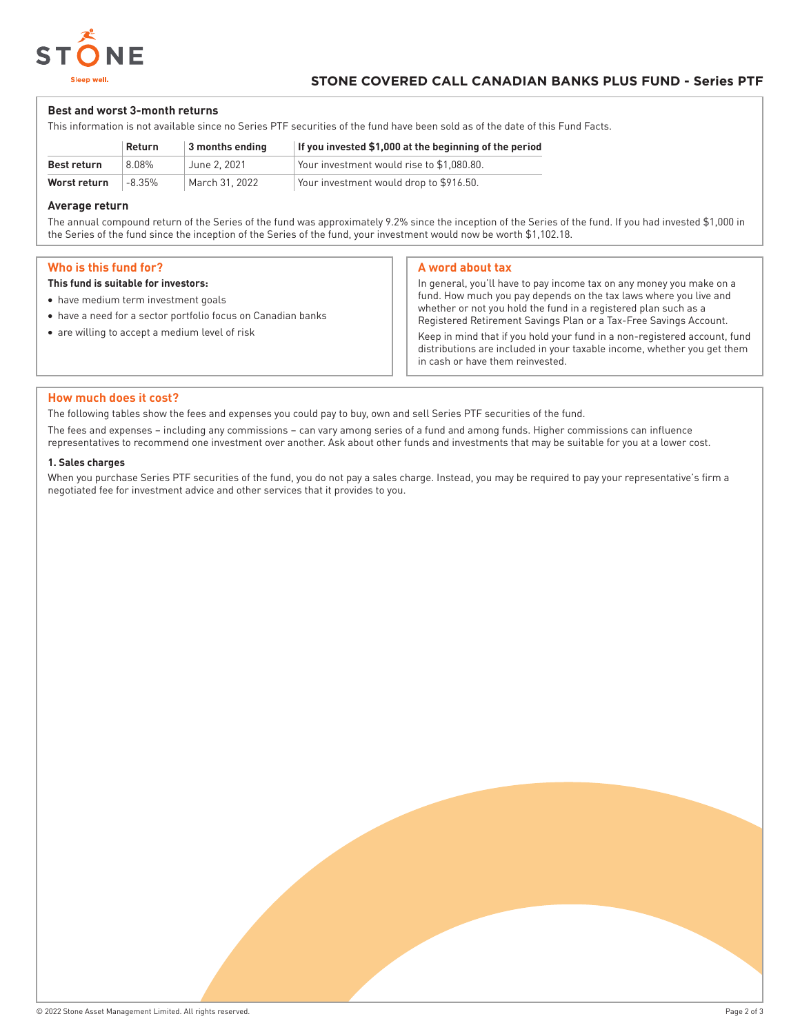### Best and worst 3-month returns

This information is not available since no Series PTF securities of the fund have been sold as of the date of this Fund Facts.

| | Return | 3 months ending | If you invested $1,000 at the beginning of the period |
|---|---|---|---|
| **Best return** | 8.08% | June 2, 2021 | Your investment would rise to $1,080.80. |
| **Worst return** | -8.35% | March 31, 2022 | Your investment would drop to $916.50. |

### Average return

The annual compound return of the Series of the fund was approximately 9.2% since the inception of the Series of the fund. If you had invested $1,000 in the Series of the fund since the inception of the Series of the fund, your investment would now be worth $1,102.18.

## Who is this fund for?

**This fund is suitable for investors:**

- have medium term investment goals
- have a need for a sector portfolio focus on Canadian banks
- are willing to accept a medium level of risk

## A word about tax

In general, you'll have to pay income tax on any money you make on a fund. How much you pay depends on the tax laws where you live and whether or not you hold the fund in a registered plan such as a Registered Retirement Savings Plan or a Tax-Free Savings Account.

Keep in mind that if you hold your fund in a non-registered account, fund distributions are included in your taxable income, whether you get them in cash or have them reinvested.

## How much does it cost?

The following tables show the fees and expenses you could pay to buy, own and sell Series PTF securities of the fund.

The fees and expenses – including any commissions – can vary among series of a fund and among funds. Higher commissions can influence representatives to recommend one investment over another. Ask about other funds and investments that may be suitable for you at a lower cost.

#### 1. Sales charges

When you purchase Series PTF securities of the fund, you do not pay a sales charge. Instead, you may be required to pay your representative's firm a negotiated fee for investment advice and other services that it provides to you.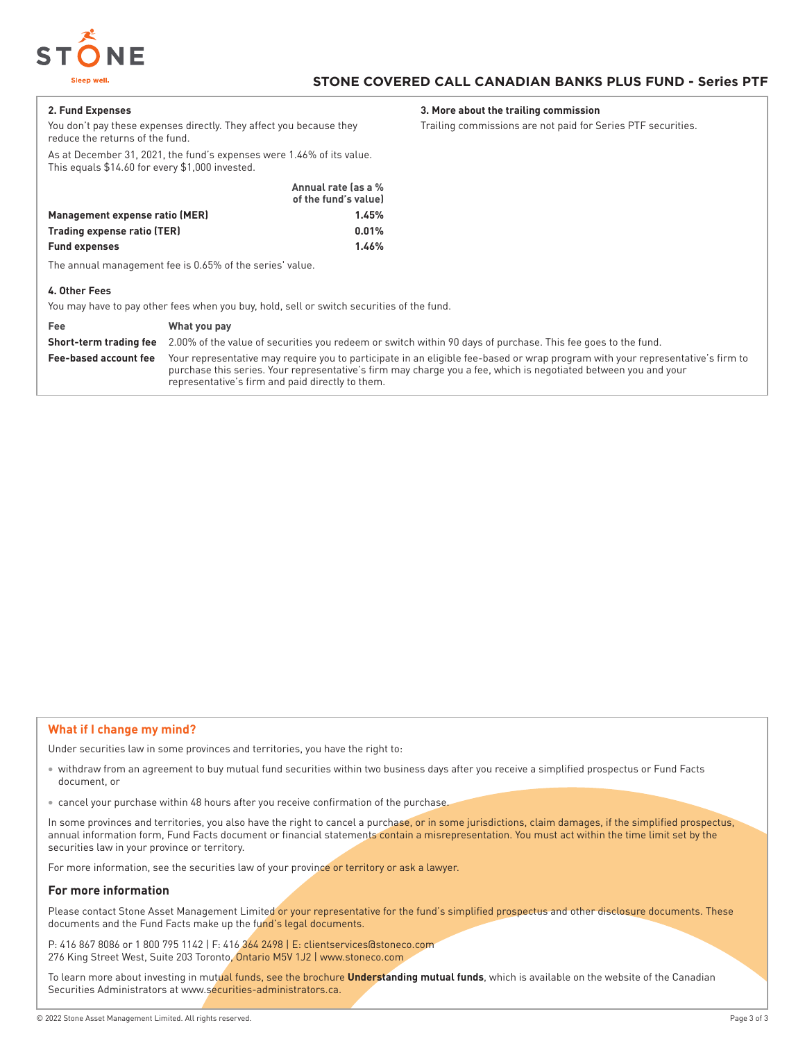## STONE COVERED CALL CANADIAN BANKS PLUS FUND - Series PTF

### 2. Fund Expenses

You don't pay these expenses directly. They affect you because they reduce the returns of the fund.

As at December 31, 2021, the fund's expenses were 1.46% of its value. This equals $14.60 for every $1,000 invested.

| | Annual rate (as a % of the fund's value) |
|---|---|
| **Management expense ratio (MER)** | **1.45%** |
| **Trading expense ratio (TER)** | **0.01%** |
| **Fund expenses** | **1.46%** |

The annual management fee is 0.65% of the series' value.

### 3. More about the trailing commission

Trailing commissions are not paid for Series PTF securities.

### 4. Other Fees

You may have to pay other fees when you buy, hold, sell or switch securities of the fund.

| Fee | What you pay |
|---|---|
| **Short-term trading fee** | 2.00% of the value of securities you redeem or switch within 90 days of purchase. This fee goes to the fund. |
| **Fee-based account fee** | Your representative may require you to participate in an eligible fee-based or wrap program with your representative's firm to purchase this series. Your representative's firm may charge you a fee, which is negotiated between you and your representative's firm and paid directly to them. |

## What if I change my mind?

Under securities law in some provinces and territories, you have the right to:

- withdraw from an agreement to buy mutual fund securities within two business days after you receive a simplified prospectus or Fund Facts document, or
- cancel your purchase within 48 hours after you receive confirmation of the purchase.

In some provinces and territories, you also have the right to cancel a purchase, or in some jurisdictions, claim damages, if the simplified prospectus, annual information form, Fund Facts document or financial statements contain a misrepresentation. You must act within the time limit set by the securities law in your province or territory.

For more information, see the securities law of your province or territory or ask a lawyer.

## For more information

Please contact Stone Asset Management Limited or your representative for the fund's simplified prospectus and other disclosure documents. These documents and the Fund Facts make up the fund's legal documents.

P: 416 867 8086 or 1 800 795 1142 | F: 416 364 2498 | E: clientservices@stoneco.com
276 King Street West, Suite 203 Toronto, Ontario M5V 1J2 | www.stoneco.com

To learn more about investing in mutual funds, see the brochure **Understanding mutual funds**, which is available on the website of the Canadian Securities Administrators at www.securities-administrators.ca.

© 2022 Stone Asset Management Limited. All rights reserved.